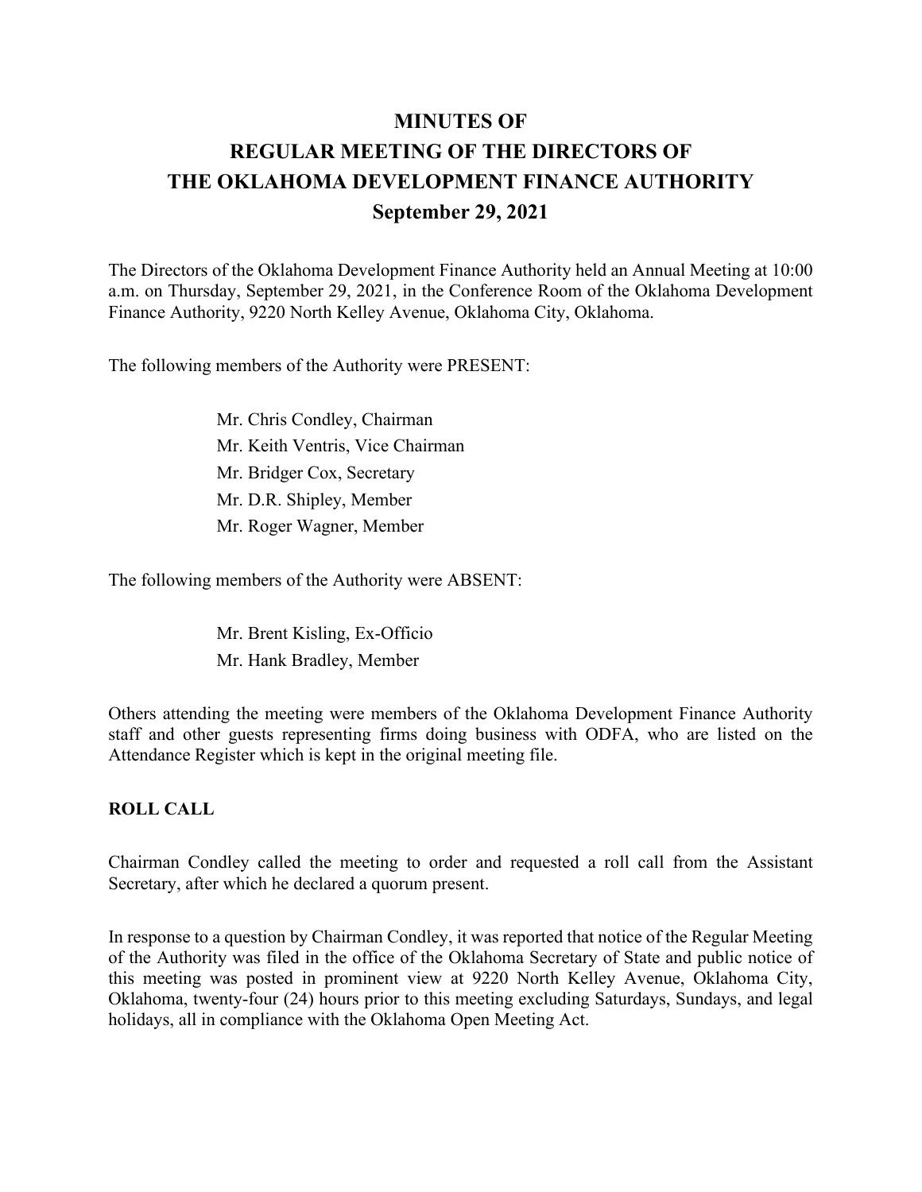# MINUTES OF
# REGULAR MEETING OF THE DIRECTORS OF
# THE OKLAHOMA DEVELOPMENT FINANCE AUTHORITY
# September 29, 2021

The Directors of the Oklahoma Development Finance Authority held an Annual Meeting at 10:00 a.m. on Thursday, September 29, 2021, in the Conference Room of the Oklahoma Development Finance Authority, 9220 North Kelley Avenue, Oklahoma City, Oklahoma.

The following members of the Authority were PRESENT:

Mr. Chris Condley, Chairman
Mr. Keith Ventris, Vice Chairman
Mr. Bridger Cox, Secretary
Mr. D.R. Shipley, Member
Mr. Roger Wagner, Member

The following members of the Authority were ABSENT:

Mr. Brent Kisling, Ex-Officio
Mr. Hank Bradley, Member

Others attending the meeting were members of the Oklahoma Development Finance Authority staff and other guests representing firms doing business with ODFA, who are listed on the Attendance Register which is kept in the original meeting file.

**ROLL CALL**

Chairman Condley called the meeting to order and requested a roll call from the Assistant Secretary, after which he declared a quorum present.

In response to a question by Chairman Condley, it was reported that notice of the Regular Meeting of the Authority was filed in the office of the Oklahoma Secretary of State and public notice of this meeting was posted in prominent view at 9220 North Kelley Avenue, Oklahoma City, Oklahoma, twenty-four (24) hours prior to this meeting excluding Saturdays, Sundays, and legal holidays, all in compliance with the Oklahoma Open Meeting Act.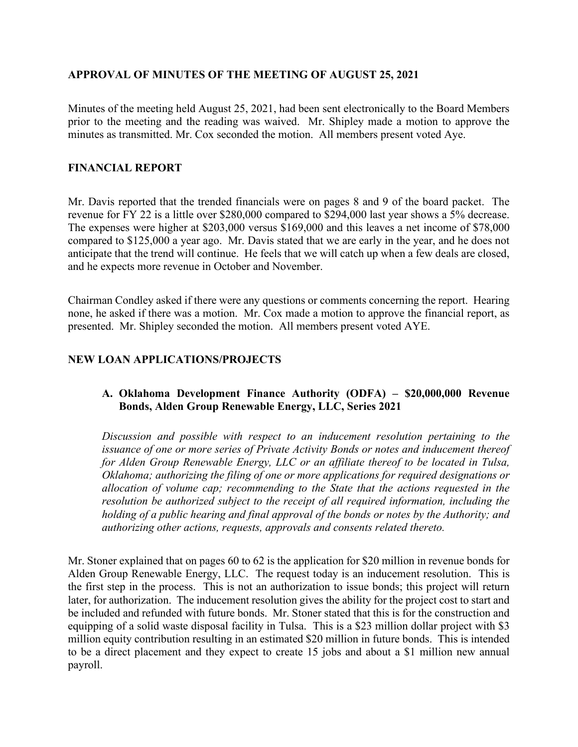## APPROVAL OF MINUTES OF THE MEETING OF AUGUST 25, 2021

Minutes of the meeting held August 25, 2021, had been sent electronically to the Board Members prior to the meeting and the reading was waived. Mr. Shipley made a motion to approve the minutes as transmitted. Mr. Cox seconded the motion. All members present voted Aye.

## FINANCIAL REPORT

Mr. Davis reported that the trended financials were on pages 8 and 9 of the board packet. The revenue for FY 22 is a little over $280,000 compared to $294,000 last year shows a 5% decrease. The expenses were higher at $203,000 versus $169,000 and this leaves a net income of $78,000 compared to $125,000 a year ago. Mr. Davis stated that we are early in the year, and he does not anticipate that the trend will continue. He feels that we will catch up when a few deals are closed, and he expects more revenue in October and November.

Chairman Condley asked if there were any questions or comments concerning the report. Hearing none, he asked if there was a motion. Mr. Cox made a motion to approve the financial report, as presented. Mr. Shipley seconded the motion. All members present voted AYE.

## NEW LOAN APPLICATIONS/PROJECTS

### A. Oklahoma Development Finance Authority (ODFA) – $20,000,000 Revenue Bonds, Alden Group Renewable Energy, LLC, Series 2021

*Discussion and possible with respect to an inducement resolution pertaining to the issuance of one or more series of Private Activity Bonds or notes and inducement thereof for Alden Group Renewable Energy, LLC or an affiliate thereof to be located in Tulsa, Oklahoma; authorizing the filing of one or more applications for required designations or allocation of volume cap; recommending to the State that the actions requested in the resolution be authorized subject to the receipt of all required information, including the holding of a public hearing and final approval of the bonds or notes by the Authority; and authorizing other actions, requests, approvals and consents related thereto.*

Mr. Stoner explained that on pages 60 to 62 is the application for $20 million in revenue bonds for Alden Group Renewable Energy, LLC. The request today is an inducement resolution. This is the first step in the process. This is not an authorization to issue bonds; this project will return later, for authorization. The inducement resolution gives the ability for the project cost to start and be included and refunded with future bonds. Mr. Stoner stated that this is for the construction and equipping of a solid waste disposal facility in Tulsa. This is a $23 million dollar project with $3 million equity contribution resulting in an estimated $20 million in future bonds. This is intended to be a direct placement and they expect to create 15 jobs and about a $1 million new annual payroll.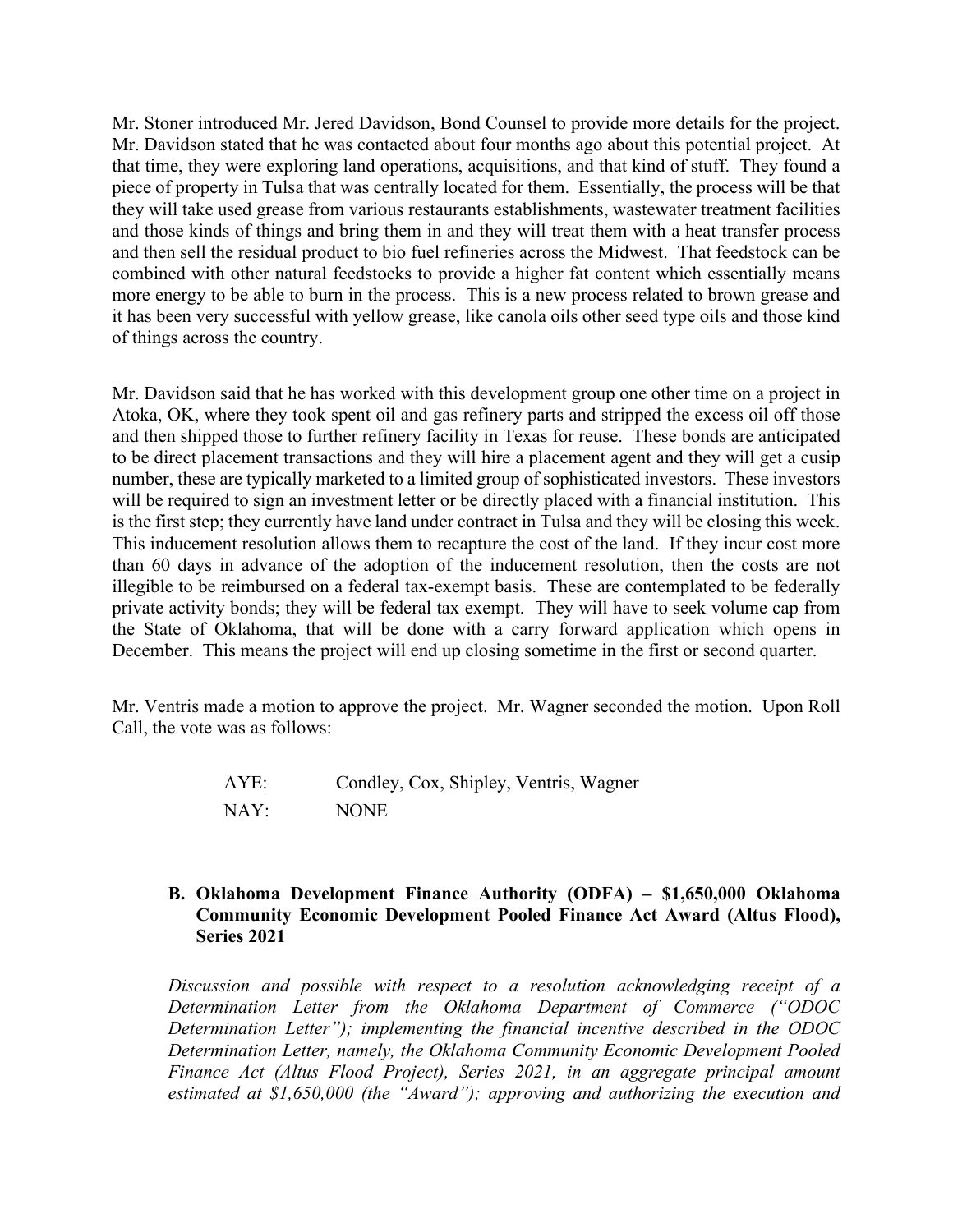Mr. Stoner introduced Mr. Jered Davidson, Bond Counsel to provide more details for the project. Mr. Davidson stated that he was contacted about four months ago about this potential project. At that time, they were exploring land operations, acquisitions, and that kind of stuff. They found a piece of property in Tulsa that was centrally located for them. Essentially, the process will be that they will take used grease from various restaurants establishments, wastewater treatment facilities and those kinds of things and bring them in and they will treat them with a heat transfer process and then sell the residual product to bio fuel refineries across the Midwest. That feedstock can be combined with other natural feedstocks to provide a higher fat content which essentially means more energy to be able to burn in the process. This is a new process related to brown grease and it has been very successful with yellow grease, like canola oils other seed type oils and those kind of things across the country.

Mr. Davidson said that he has worked with this development group one other time on a project in Atoka, OK, where they took spent oil and gas refinery parts and stripped the excess oil off those and then shipped those to further refinery facility in Texas for reuse. These bonds are anticipated to be direct placement transactions and they will hire a placement agent and they will get a cusip number, these are typically marketed to a limited group of sophisticated investors. These investors will be required to sign an investment letter or be directly placed with a financial institution. This is the first step; they currently have land under contract in Tulsa and they will be closing this week. This inducement resolution allows them to recapture the cost of the land. If they incur cost more than 60 days in advance of the adoption of the inducement resolution, then the costs are not illegible to be reimbursed on a federal tax-exempt basis. These are contemplated to be federally private activity bonds; they will be federal tax exempt. They will have to seek volume cap from the State of Oklahoma, that will be done with a carry forward application which opens in December. This means the project will end up closing sometime in the first or second quarter.

Mr. Ventris made a motion to approve the project. Mr. Wagner seconded the motion. Upon Roll Call, the vote was as follows:

AYE: Condley, Cox, Shipley, Ventris, Wagner

NAY: NONE

**B. Oklahoma Development Finance Authority (ODFA) – $1,650,000 Oklahoma Community Economic Development Pooled Finance Act Award (Altus Flood), Series 2021**

*Discussion and possible with respect to a resolution acknowledging receipt of a Determination Letter from the Oklahoma Department of Commerce ("ODOC Determination Letter"); implementing the financial incentive described in the ODOC Determination Letter, namely, the Oklahoma Community Economic Development Pooled Finance Act (Altus Flood Project), Series 2021, in an aggregate principal amount estimated at $1,650,000 (the "Award"); approving and authorizing the execution and*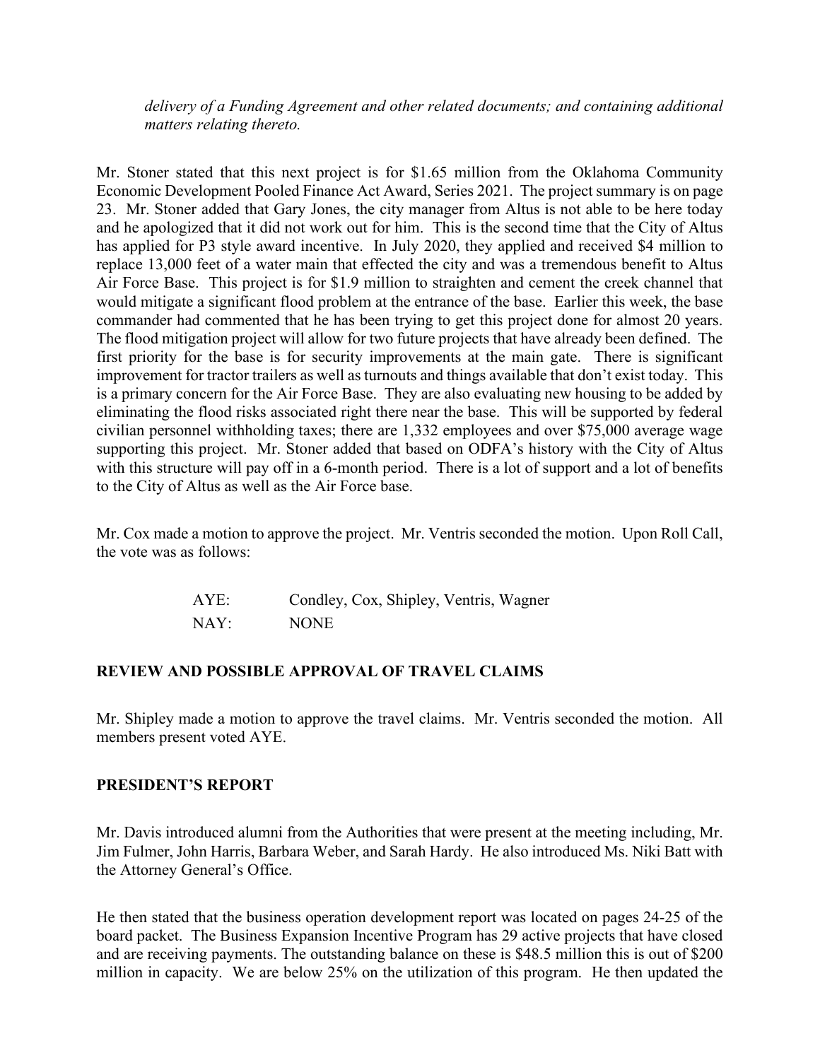*delivery of a Funding Agreement and other related documents; and containing additional matters relating thereto.*

Mr. Stoner stated that this next project is for $1.65 million from the Oklahoma Community Economic Development Pooled Finance Act Award, Series 2021. The project summary is on page 23. Mr. Stoner added that Gary Jones, the city manager from Altus is not able to be here today and he apologized that it did not work out for him. This is the second time that the City of Altus has applied for P3 style award incentive. In July 2020, they applied and received $4 million to replace 13,000 feet of a water main that effected the city and was a tremendous benefit to Altus Air Force Base. This project is for $1.9 million to straighten and cement the creek channel that would mitigate a significant flood problem at the entrance of the base. Earlier this week, the base commander had commented that he has been trying to get this project done for almost 20 years. The flood mitigation project will allow for two future projects that have already been defined. The first priority for the base is for security improvements at the main gate. There is significant improvement for tractor trailers as well as turnouts and things available that don't exist today. This is a primary concern for the Air Force Base. They are also evaluating new housing to be added by eliminating the flood risks associated right there near the base. This will be supported by federal civilian personnel withholding taxes; there are 1,332 employees and over $75,000 average wage supporting this project. Mr. Stoner added that based on ODFA's history with the City of Altus with this structure will pay off in a 6-month period. There is a lot of support and a lot of benefits to the City of Altus as well as the Air Force base.

Mr. Cox made a motion to approve the project. Mr. Ventris seconded the motion. Upon Roll Call, the vote was as follows:

| | |
|---|---|
| AYE: | Condley, Cox, Shipley, Ventris, Wagner |
| NAY: | NONE |

## REVIEW AND POSSIBLE APPROVAL OF TRAVEL CLAIMS

Mr. Shipley made a motion to approve the travel claims. Mr. Ventris seconded the motion. All members present voted AYE.

## PRESIDENT'S REPORT

Mr. Davis introduced alumni from the Authorities that were present at the meeting including, Mr. Jim Fulmer, John Harris, Barbara Weber, and Sarah Hardy. He also introduced Ms. Niki Batt with the Attorney General's Office.

He then stated that the business operation development report was located on pages 24-25 of the board packet. The Business Expansion Incentive Program has 29 active projects that have closed and are receiving payments. The outstanding balance on these is $48.5 million this is out of $200 million in capacity. We are below 25% on the utilization of this program. He then updated the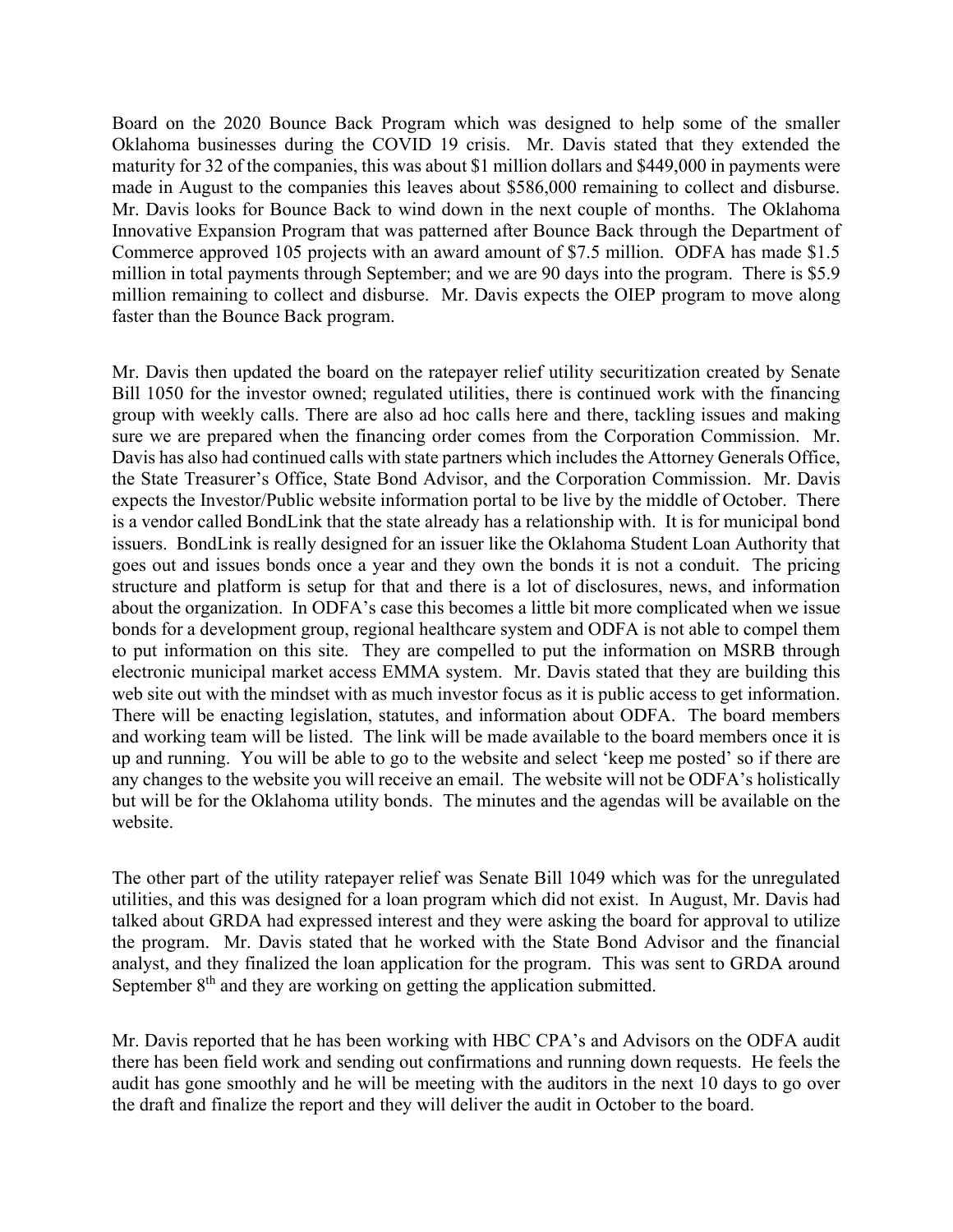Board on the 2020 Bounce Back Program which was designed to help some of the smaller Oklahoma businesses during the COVID 19 crisis. Mr. Davis stated that they extended the maturity for 32 of the companies, this was about $1 million dollars and $449,000 in payments were made in August to the companies this leaves about $586,000 remaining to collect and disburse. Mr. Davis looks for Bounce Back to wind down in the next couple of months. The Oklahoma Innovative Expansion Program that was patterned after Bounce Back through the Department of Commerce approved 105 projects with an award amount of $7.5 million. ODFA has made $1.5 million in total payments through September; and we are 90 days into the program. There is $5.9 million remaining to collect and disburse. Mr. Davis expects the OIEP program to move along faster than the Bounce Back program.

Mr. Davis then updated the board on the ratepayer relief utility securitization created by Senate Bill 1050 for the investor owned; regulated utilities, there is continued work with the financing group with weekly calls. There are also ad hoc calls here and there, tackling issues and making sure we are prepared when the financing order comes from the Corporation Commission. Mr. Davis has also had continued calls with state partners which includes the Attorney Generals Office, the State Treasurer's Office, State Bond Advisor, and the Corporation Commission. Mr. Davis expects the Investor/Public website information portal to be live by the middle of October. There is a vendor called BondLink that the state already has a relationship with. It is for municipal bond issuers. BondLink is really designed for an issuer like the Oklahoma Student Loan Authority that goes out and issues bonds once a year and they own the bonds it is not a conduit. The pricing structure and platform is setup for that and there is a lot of disclosures, news, and information about the organization. In ODFA's case this becomes a little bit more complicated when we issue bonds for a development group, regional healthcare system and ODFA is not able to compel them to put information on this site. They are compelled to put the information on MSRB through electronic municipal market access EMMA system. Mr. Davis stated that they are building this web site out with the mindset with as much investor focus as it is public access to get information. There will be enacting legislation, statutes, and information about ODFA. The board members and working team will be listed. The link will be made available to the board members once it is up and running. You will be able to go to the website and select 'keep me posted' so if there are any changes to the website you will receive an email. The website will not be ODFA's holistically but will be for the Oklahoma utility bonds. The minutes and the agendas will be available on the website.

The other part of the utility ratepayer relief was Senate Bill 1049 which was for the unregulated utilities, and this was designed for a loan program which did not exist. In August, Mr. Davis had talked about GRDA had expressed interest and they were asking the board for approval to utilize the program. Mr. Davis stated that he worked with the State Bond Advisor and the financial analyst, and they finalized the loan application for the program. This was sent to GRDA around September 8th and they are working on getting the application submitted.

Mr. Davis reported that he has been working with HBC CPA's and Advisors on the ODFA audit there has been field work and sending out confirmations and running down requests. He feels the audit has gone smoothly and he will be meeting with the auditors in the next 10 days to go over the draft and finalize the report and they will deliver the audit in October to the board.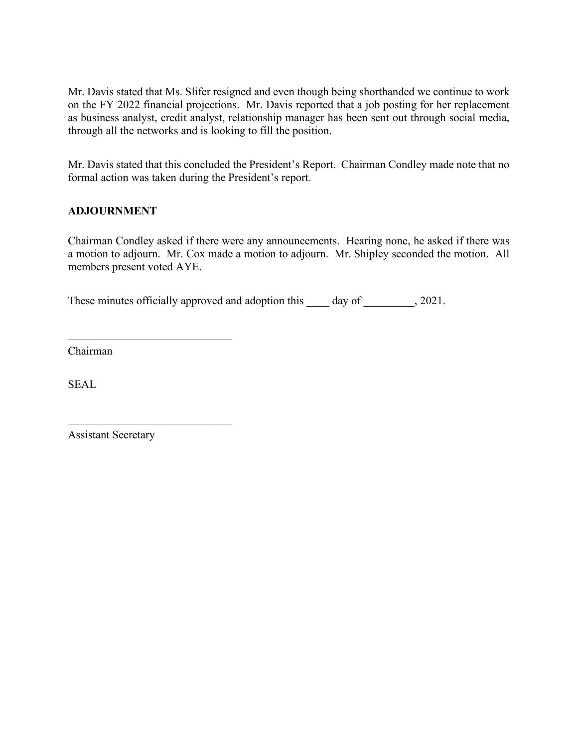Mr. Davis stated that Ms. Slifer resigned and even though being shorthanded we continue to work on the FY 2022 financial projections. Mr. Davis reported that a job posting for her replacement as business analyst, credit analyst, relationship manager has been sent out through social media, through all the networks and is looking to fill the position.

Mr. Davis stated that this concluded the President's Report. Chairman Condley made note that no formal action was taken during the President's report.

**ADJOURNMENT**

Chairman Condley asked if there were any announcements. Hearing none, he asked if there was a motion to adjourn. Mr. Cox made a motion to adjourn. Mr. Shipley seconded the motion. All members present voted AYE.

These minutes officially approved and adoption this ____ day of _________, 2021.

______________________________
Chairman

SEAL

______________________________
Assistant Secretary